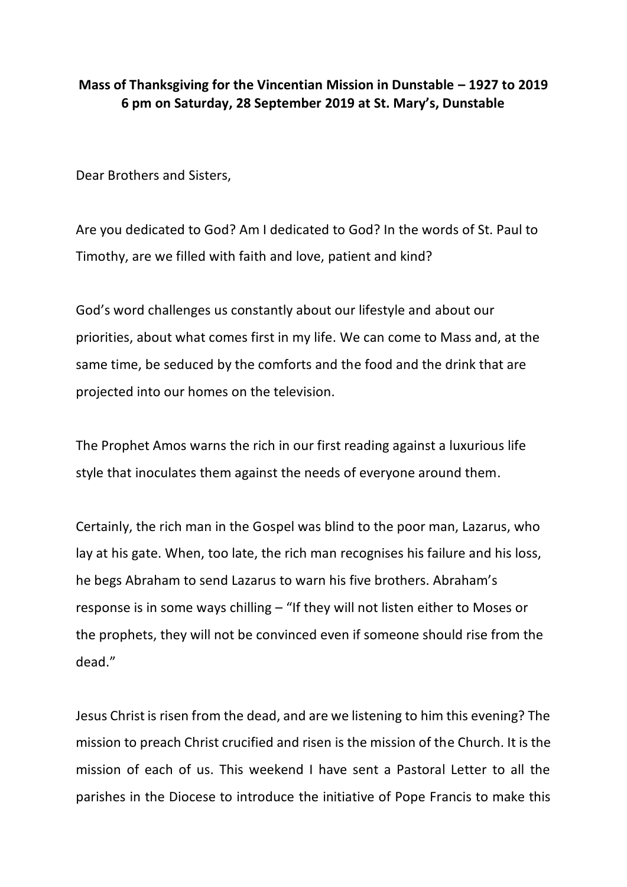**Mass of Thanksgiving for the Vincentian Mission in Dunstable – 1927 to 2019**
**6 pm on Saturday, 28 September 2019 at St. Mary's, Dunstable**

Dear Brothers and Sisters,

Are you dedicated to God? Am I dedicated to God? In the words of St. Paul to Timothy, are we filled with faith and love, patient and kind?

God's word challenges us constantly about our lifestyle and about our priorities, about what comes first in my life. We can come to Mass and, at the same time, be seduced by the comforts and the food and the drink that are projected into our homes on the television.

The Prophet Amos warns the rich in our first reading against a luxurious life style that inoculates them against the needs of everyone around them.

Certainly, the rich man in the Gospel was blind to the poor man, Lazarus, who lay at his gate. When, too late, the rich man recognises his failure and his loss, he begs Abraham to send Lazarus to warn his five brothers. Abraham's response is in some ways chilling – "If they will not listen either to Moses or the prophets, they will not be convinced even if someone should rise from the dead."

Jesus Christ is risen from the dead, and are we listening to him this evening? The mission to preach Christ crucified and risen is the mission of the Church. It is the mission of each of us. This weekend I have sent a Pastoral Letter to all the parishes in the Diocese to introduce the initiative of Pope Francis to make this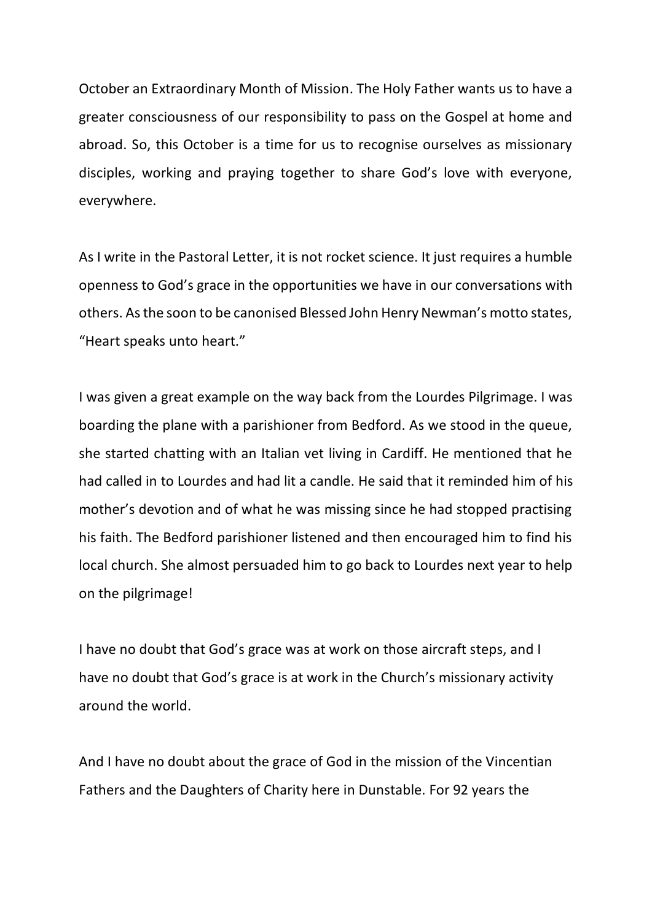October an Extraordinary Month of Mission. The Holy Father wants us to have a greater consciousness of our responsibility to pass on the Gospel at home and abroad. So, this October is a time for us to recognise ourselves as missionary disciples, working and praying together to share God's love with everyone, everywhere.

As I write in the Pastoral Letter, it is not rocket science. It just requires a humble openness to God's grace in the opportunities we have in our conversations with others. As the soon to be canonised Blessed John Henry Newman's motto states, "Heart speaks unto heart."

I was given a great example on the way back from the Lourdes Pilgrimage. I was boarding the plane with a parishioner from Bedford. As we stood in the queue, she started chatting with an Italian vet living in Cardiff. He mentioned that he had called in to Lourdes and had lit a candle. He said that it reminded him of his mother's devotion and of what he was missing since he had stopped practising his faith. The Bedford parishioner listened and then encouraged him to find his local church. She almost persuaded him to go back to Lourdes next year to help on the pilgrimage!

I have no doubt that God's grace was at work on those aircraft steps, and I have no doubt that God's grace is at work in the Church's missionary activity around the world.

And I have no doubt about the grace of God in the mission of the Vincentian Fathers and the Daughters of Charity here in Dunstable. For 92 years the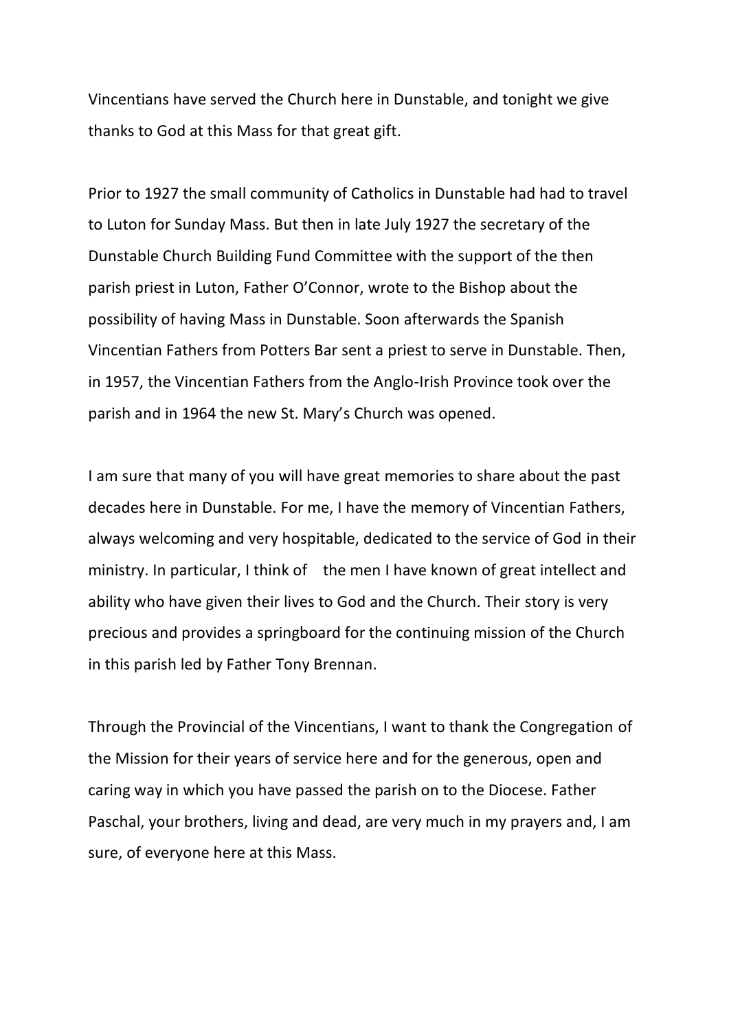Vincentians have served the Church here in Dunstable, and tonight we give thanks to God at this Mass for that great gift.

Prior to 1927 the small community of Catholics in Dunstable had had to travel to Luton for Sunday Mass. But then in late July 1927 the secretary of the Dunstable Church Building Fund Committee with the support of the then parish priest in Luton, Father O'Connor, wrote to the Bishop about the possibility of having Mass in Dunstable. Soon afterwards the Spanish Vincentian Fathers from Potters Bar sent a priest to serve in Dunstable. Then, in 1957, the Vincentian Fathers from the Anglo-Irish Province took over the parish and in 1964 the new St. Mary's Church was opened.

I am sure that many of you will have great memories to share about the past decades here in Dunstable. For me, I have the memory of Vincentian Fathers, always welcoming and very hospitable, dedicated to the service of God in their ministry. In particular, I think of the men I have known of great intellect and ability who have given their lives to God and the Church. Their story is very precious and provides a springboard for the continuing mission of the Church in this parish led by Father Tony Brennan.

Through the Provincial of the Vincentians, I want to thank the Congregation of the Mission for their years of service here and for the generous, open and caring way in which you have passed the parish on to the Diocese. Father Paschal, your brothers, living and dead, are very much in my prayers and, I am sure, of everyone here at this Mass.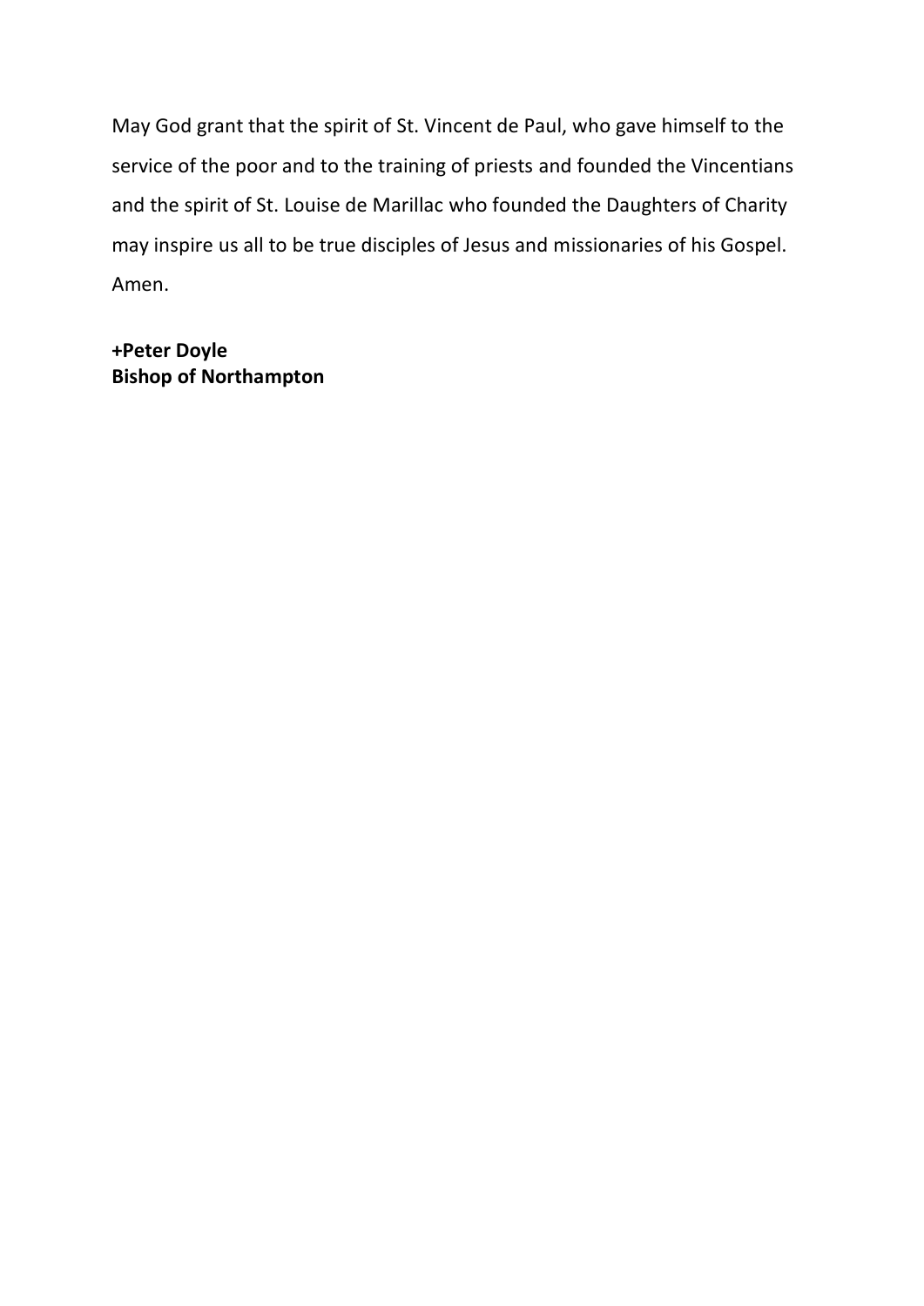May God grant that the spirit of St. Vincent de Paul, who gave himself to the service of the poor and to the training of priests and founded the Vincentians and the spirit of St. Louise de Marillac who founded the Daughters of Charity may inspire us all to be true disciples of Jesus and missionaries of his Gospel. Amen.

**+Peter Doyle**
**Bishop of Northampton**